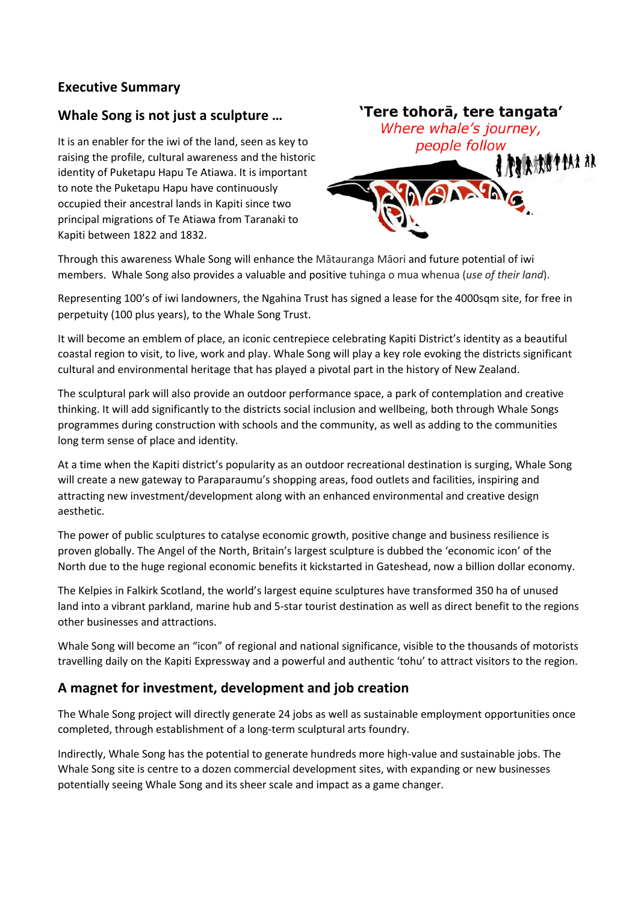## Executive Summary

### Whale Song is not just a sculpture …

'Tere tohorā, tere tangata'
*Where whale's journey, people follow*

It is an enabler for the iwi of the land, seen as key to raising the profile, cultural awareness and the historic identity of Puketapu Hapu Te Atiawa. It is important to note the Puketapu Hapu have continuously occupied their ancestral lands in Kapiti since two principal migrations of Te Atiawa from Taranaki to Kapiti between 1822 and 1832.

Through this awareness Whale Song will enhance the Mātauranga Māori and future potential of iwi members. Whale Song also provides a valuable and positive tuhinga o mua whenua (*use of their land*).

Representing 100's of iwi landowners, the Ngahina Trust has signed a lease for the 4000sqm site, for free in perpetuity (100 plus years), to the Whale Song Trust.

It will become an emblem of place, an iconic centrepiece celebrating Kapiti District's identity as a beautiful coastal region to visit, to live, work and play. Whale Song will play a key role evoking the districts significant cultural and environmental heritage that has played a pivotal part in the history of New Zealand.

The sculptural park will also provide an outdoor performance space, a park of contemplation and creative thinking. It will add significantly to the districts social inclusion and wellbeing, both through Whale Songs programmes during construction with schools and the community, as well as adding to the communities long term sense of place and identity.

At a time when the Kapiti district's popularity as an outdoor recreational destination is surging, Whale Song will create a new gateway to Paraparaumu's shopping areas, food outlets and facilities, inspiring and attracting new investment/development along with an enhanced environmental and creative design aesthetic.

The power of public sculptures to catalyse economic growth, positive change and business resilience is proven globally. The Angel of the North, Britain's largest sculpture is dubbed the 'economic icon' of the North due to the huge regional economic benefits it kickstarted in Gateshead, now a billion dollar economy.

The Kelpies in Falkirk Scotland, the world's largest equine sculptures have transformed 350 ha of unused land into a vibrant parkland, marine hub and 5-star tourist destination as well as direct benefit to the regions other businesses and attractions.

Whale Song will become an "icon" of regional and national significance, visible to the thousands of motorists travelling daily on the Kapiti Expressway and a powerful and authentic 'tohu' to attract visitors to the region.

### A magnet for investment, development and job creation

The Whale Song project will directly generate 24 jobs as well as sustainable employment opportunities once completed, through establishment of a long-term sculptural arts foundry.

Indirectly, Whale Song has the potential to generate hundreds more high-value and sustainable jobs. The Whale Song site is centre to a dozen commercial development sites, with expanding or new businesses potentially seeing Whale Song and its sheer scale and impact as a game changer.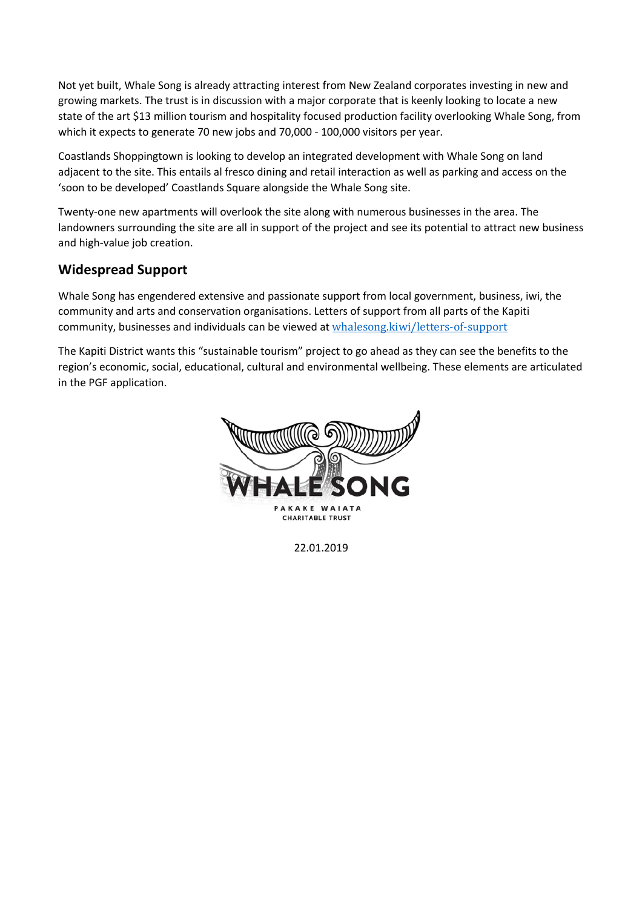Not yet built, Whale Song is already attracting interest from New Zealand corporates investing in new and growing markets. The trust is in discussion with a major corporate that is keenly looking to locate a new state of the art $13 million tourism and hospitality focused production facility overlooking Whale Song, from which it expects to generate 70 new jobs and 70,000 - 100,000 visitors per year.

Coastlands Shoppingtown is looking to develop an integrated development with Whale Song on land adjacent to the site. This entails al fresco dining and retail interaction as well as parking and access on the 'soon to be developed' Coastlands Square alongside the Whale Song site.

Twenty-one new apartments will overlook the site along with numerous businesses in the area. The landowners surrounding the site are all in support of the project and see its potential to attract new business and high-value job creation.

## Widespread Support

Whale Song has engendered extensive and passionate support from local government, business, iwi, the community and arts and conservation organisations. Letters of support from all parts of the Kapiti community, businesses and individuals can be viewed at [whalesong.kiwi/letters-of-support](whalesong.kiwi/letters-of-support)

The Kapiti District wants this "sustainable tourism" project to go ahead as they can see the benefits to the region's economic, social, educational, cultural and environmental wellbeing. These elements are articulated in the PGF application.

WHALE SONG

PAKAKE WAIATA
CHARITABLE TRUST

22.01.2019